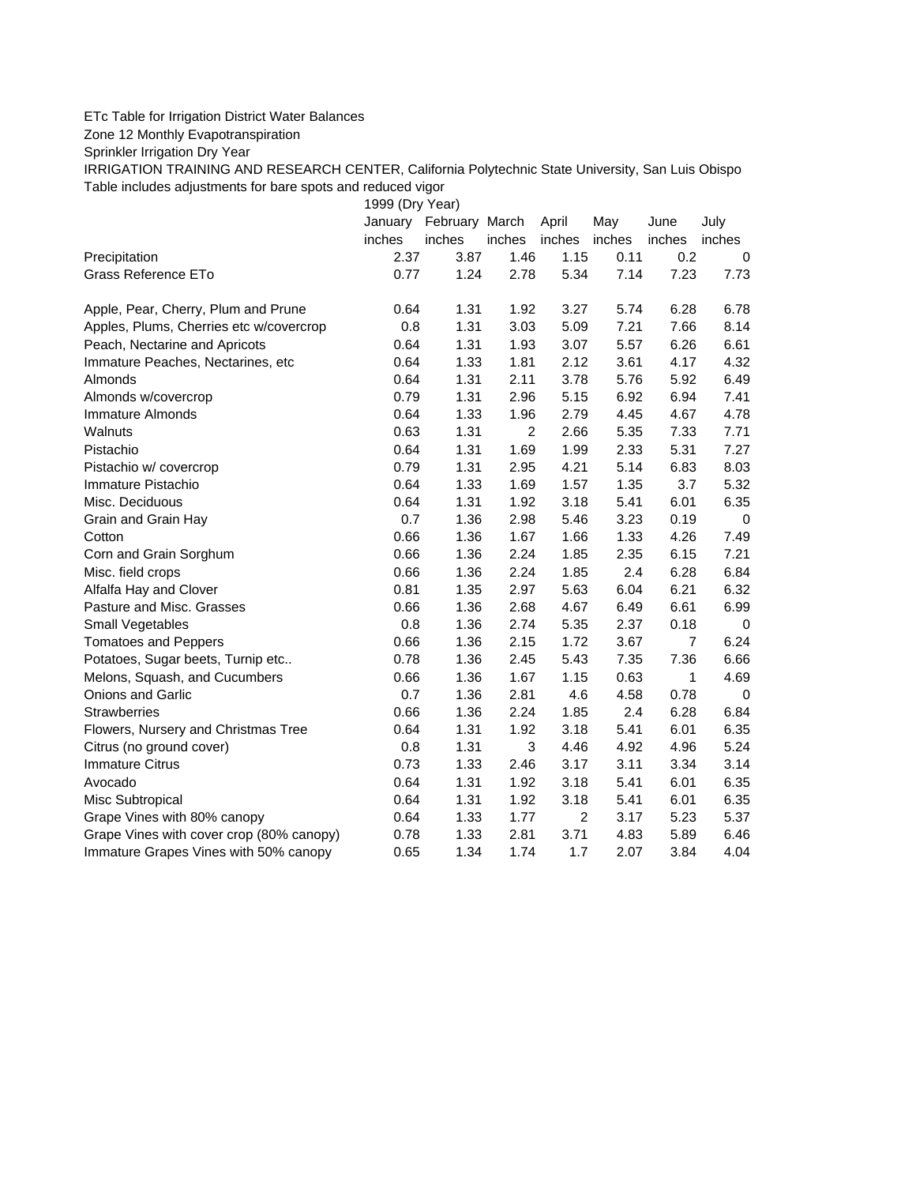ETc Table for Irrigation District Water Balances

Zone 12 Monthly Evapotranspiration

Sprinkler Irrigation Dry Year

IRRIGATION TRAINING AND RESEARCH CENTER, California Polytechnic State University, San Luis Obispo

Table includes adjustments for bare spots and reduced vigor

| | 1999 (Dry Year) | | | | | | |
|---|---|---|---|---|---|---|---|
| | January | February | March | April | May | June | July |
| | inches | inches | inches | inches | inches | inches | inches |
| Precipitation | 2.37 | 3.87 | 1.46 | 1.15 | 0.11 | 0.2 | 0 |
| Grass Reference ETo | 0.77 | 1.24 | 2.78 | 5.34 | 7.14 | 7.23 | 7.73 |
| | | | | | | | |
| Apple, Pear, Cherry, Plum and Prune | 0.64 | 1.31 | 1.92 | 3.27 | 5.74 | 6.28 | 6.78 |
| Apples, Plums, Cherries etc w/covercrop | 0.8 | 1.31 | 3.03 | 5.09 | 7.21 | 7.66 | 8.14 |
| Peach, Nectarine and Apricots | 0.64 | 1.31 | 1.93 | 3.07 | 5.57 | 6.26 | 6.61 |
| Immature Peaches, Nectarines, etc | 0.64 | 1.33 | 1.81 | 2.12 | 3.61 | 4.17 | 4.32 |
| Almonds | 0.64 | 1.31 | 2.11 | 3.78 | 5.76 | 5.92 | 6.49 |
| Almonds w/covercrop | 0.79 | 1.31 | 2.96 | 5.15 | 6.92 | 6.94 | 7.41 |
| Immature Almonds | 0.64 | 1.33 | 1.96 | 2.79 | 4.45 | 4.67 | 4.78 |
| Walnuts | 0.63 | 1.31 | 2 | 2.66 | 5.35 | 7.33 | 7.71 |
| Pistachio | 0.64 | 1.31 | 1.69 | 1.99 | 2.33 | 5.31 | 7.27 |
| Pistachio w/ covercrop | 0.79 | 1.31 | 2.95 | 4.21 | 5.14 | 6.83 | 8.03 |
| Immature Pistachio | 0.64 | 1.33 | 1.69 | 1.57 | 1.35 | 3.7 | 5.32 |
| Misc. Deciduous | 0.64 | 1.31 | 1.92 | 3.18 | 5.41 | 6.01 | 6.35 |
| Grain and Grain Hay | 0.7 | 1.36 | 2.98 | 5.46 | 3.23 | 0.19 | 0 |
| Cotton | 0.66 | 1.36 | 1.67 | 1.66 | 1.33 | 4.26 | 7.49 |
| Corn and Grain Sorghum | 0.66 | 1.36 | 2.24 | 1.85 | 2.35 | 6.15 | 7.21 |
| Misc. field crops | 0.66 | 1.36 | 2.24 | 1.85 | 2.4 | 6.28 | 6.84 |
| Alfalfa Hay and Clover | 0.81 | 1.35 | 2.97 | 5.63 | 6.04 | 6.21 | 6.32 |
| Pasture and Misc. Grasses | 0.66 | 1.36 | 2.68 | 4.67 | 6.49 | 6.61 | 6.99 |
| Small Vegetables | 0.8 | 1.36 | 2.74 | 5.35 | 2.37 | 0.18 | 0 |
| Tomatoes and Peppers | 0.66 | 1.36 | 2.15 | 1.72 | 3.67 | 7 | 6.24 |
| Potatoes, Sugar beets, Turnip etc.. | 0.78 | 1.36 | 2.45 | 5.43 | 7.35 | 7.36 | 6.66 |
| Melons, Squash, and Cucumbers | 0.66 | 1.36 | 1.67 | 1.15 | 0.63 | 1 | 4.69 |
| Onions and Garlic | 0.7 | 1.36 | 2.81 | 4.6 | 4.58 | 0.78 | 0 |
| Strawberries | 0.66 | 1.36 | 2.24 | 1.85 | 2.4 | 6.28 | 6.84 |
| Flowers, Nursery and Christmas Tree | 0.64 | 1.31 | 1.92 | 3.18 | 5.41 | 6.01 | 6.35 |
| Citrus (no ground cover) | 0.8 | 1.31 | 3 | 4.46 | 4.92 | 4.96 | 5.24 |
| Immature Citrus | 0.73 | 1.33 | 2.46 | 3.17 | 3.11 | 3.34 | 3.14 |
| Avocado | 0.64 | 1.31 | 1.92 | 3.18 | 5.41 | 6.01 | 6.35 |
| Misc Subtropical | 0.64 | 1.31 | 1.92 | 3.18 | 5.41 | 6.01 | 6.35 |
| Grape Vines with 80% canopy | 0.64 | 1.33 | 1.77 | 2 | 3.17 | 5.23 | 5.37 |
| Grape Vines with cover crop (80% canopy) | 0.78 | 1.33 | 2.81 | 3.71 | 4.83 | 5.89 | 6.46 |
| Immature Grapes Vines with 50% canopy | 0.65 | 1.34 | 1.74 | 1.7 | 2.07 | 3.84 | 4.04 |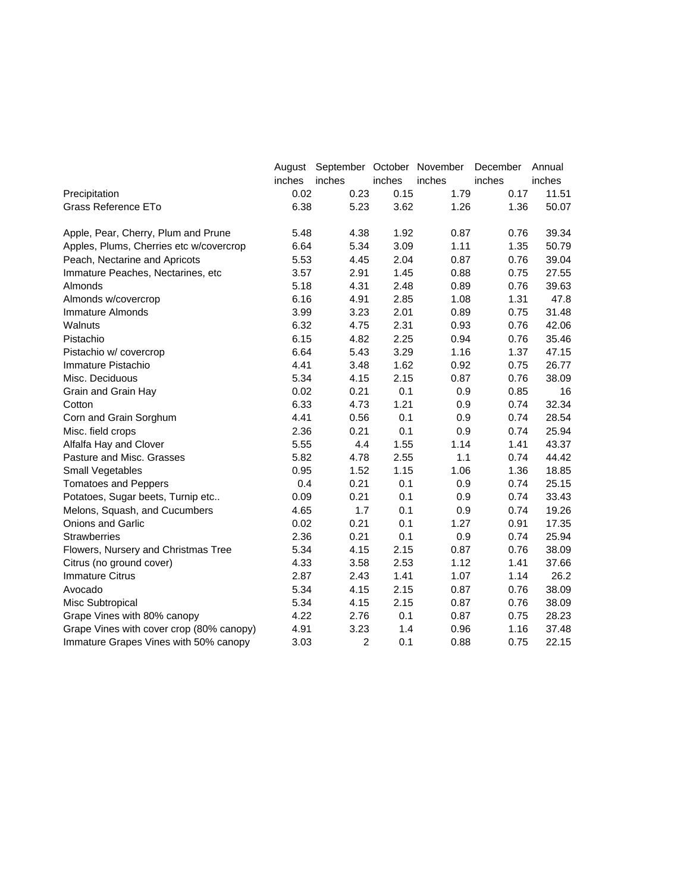| | August inches | September inches | October inches | November inches | December inches | Annual inches |
|---|---|---|---|---|---|---|
| Precipitation | 0.02 | 0.23 | 0.15 | 1.79 | 0.17 | 11.51 |
| Grass Reference ETo | 6.38 | 5.23 | 3.62 | 1.26 | 1.36 | 50.07 |
| | | | | | | |
| Apple, Pear, Cherry, Plum and Prune | 5.48 | 4.38 | 1.92 | 0.87 | 0.76 | 39.34 |
| Apples, Plums, Cherries etc w/covercrop | 6.64 | 5.34 | 3.09 | 1.11 | 1.35 | 50.79 |
| Peach, Nectarine and Apricots | 5.53 | 4.45 | 2.04 | 0.87 | 0.76 | 39.04 |
| Immature Peaches, Nectarines, etc | 3.57 | 2.91 | 1.45 | 0.88 | 0.75 | 27.55 |
| Almonds | 5.18 | 4.31 | 2.48 | 0.89 | 0.76 | 39.63 |
| Almonds w/covercrop | 6.16 | 4.91 | 2.85 | 1.08 | 1.31 | 47.8 |
| Immature Almonds | 3.99 | 3.23 | 2.01 | 0.89 | 0.75 | 31.48 |
| Walnuts | 6.32 | 4.75 | 2.31 | 0.93 | 0.76 | 42.06 |
| Pistachio | 6.15 | 4.82 | 2.25 | 0.94 | 0.76 | 35.46 |
| Pistachio w/ covercrop | 6.64 | 5.43 | 3.29 | 1.16 | 1.37 | 47.15 |
| Immature Pistachio | 4.41 | 3.48 | 1.62 | 0.92 | 0.75 | 26.77 |
| Misc. Deciduous | 5.34 | 4.15 | 2.15 | 0.87 | 0.76 | 38.09 |
| Grain and Grain Hay | 0.02 | 0.21 | 0.1 | 0.9 | 0.85 | 16 |
| Cotton | 6.33 | 4.73 | 1.21 | 0.9 | 0.74 | 32.34 |
| Corn and Grain Sorghum | 4.41 | 0.56 | 0.1 | 0.9 | 0.74 | 28.54 |
| Misc. field crops | 2.36 | 0.21 | 0.1 | 0.9 | 0.74 | 25.94 |
| Alfalfa Hay and Clover | 5.55 | 4.4 | 1.55 | 1.14 | 1.41 | 43.37 |
| Pasture and Misc. Grasses | 5.82 | 4.78 | 2.55 | 1.1 | 0.74 | 44.42 |
| Small Vegetables | 0.95 | 1.52 | 1.15 | 1.06 | 1.36 | 18.85 |
| Tomatoes and Peppers | 0.4 | 0.21 | 0.1 | 0.9 | 0.74 | 25.15 |
| Potatoes, Sugar beets, Turnip etc.. | 0.09 | 0.21 | 0.1 | 0.9 | 0.74 | 33.43 |
| Melons, Squash, and Cucumbers | 4.65 | 1.7 | 0.1 | 0.9 | 0.74 | 19.26 |
| Onions and Garlic | 0.02 | 0.21 | 0.1 | 1.27 | 0.91 | 17.35 |
| Strawberries | 2.36 | 0.21 | 0.1 | 0.9 | 0.74 | 25.94 |
| Flowers, Nursery and Christmas Tree | 5.34 | 4.15 | 2.15 | 0.87 | 0.76 | 38.09 |
| Citrus (no ground cover) | 4.33 | 3.58 | 2.53 | 1.12 | 1.41 | 37.66 |
| Immature Citrus | 2.87 | 2.43 | 1.41 | 1.07 | 1.14 | 26.2 |
| Avocado | 5.34 | 4.15 | 2.15 | 0.87 | 0.76 | 38.09 |
| Misc Subtropical | 5.34 | 4.15 | 2.15 | 0.87 | 0.76 | 38.09 |
| Grape Vines with 80% canopy | 4.22 | 2.76 | 0.1 | 0.87 | 0.75 | 28.23 |
| Grape Vines with cover crop (80% canopy) | 4.91 | 3.23 | 1.4 | 0.96 | 1.16 | 37.48 |
| Immature Grapes Vines with 50% canopy | 3.03 | 2 | 0.1 | 0.88 | 0.75 | 22.15 |